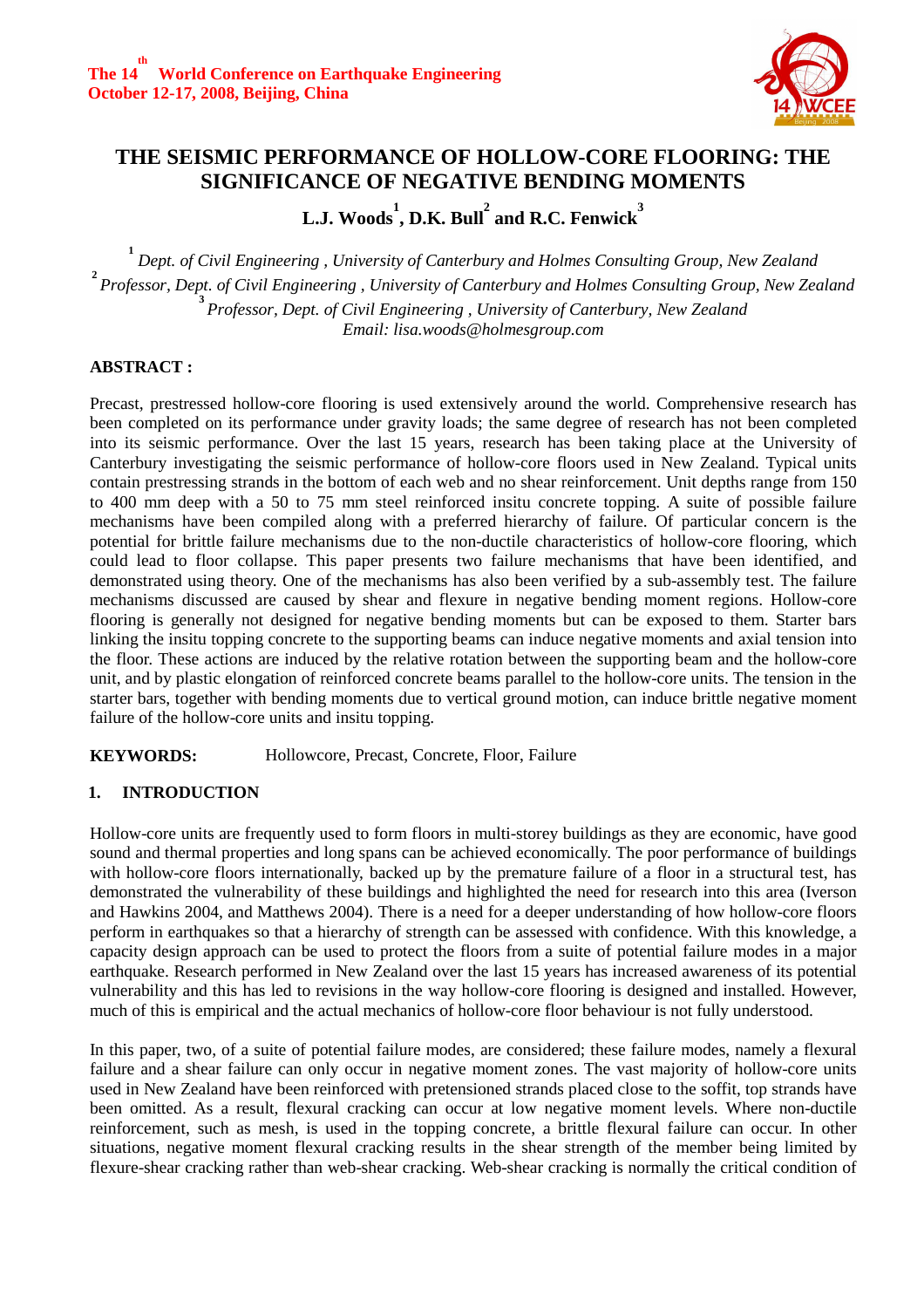# THE SEISMIC PERFORMANCE OF HOLLOW-CORE FLOORING: THE SIGNIFICANCE OF NEGATIVE BENDING MOMENTS

**L.J. Woods[1], D.K. Bull[2] and R.C. Fenwick[3]**

[1] *Dept. of Civil Engineering , University of Canterbury and Holmes Consulting Group, New Zealand*
[2] *Professor, Dept. of Civil Engineering , University of Canterbury and Holmes Consulting Group, New Zealand*
[3] *Professor, Dept. of Civil Engineering , University of Canterbury, New Zealand*
*Email: lisa.woods@holmesgroup.com*

**ABSTRACT :**

Precast, prestressed hollow-core flooring is used extensively around the world. Comprehensive research has been completed on its performance under gravity loads; the same degree of research has not been completed into its seismic performance. Over the last 15 years, research has been taking place at the University of Canterbury investigating the seismic performance of hollow-core floors used in New Zealand. Typical units contain prestressing strands in the bottom of each web and no shear reinforcement. Unit depths range from 150 to 400 mm deep with a 50 to 75 mm steel reinforced insitu concrete topping. A suite of possible failure mechanisms have been compiled along with a preferred hierarchy of failure. Of particular concern is the potential for brittle failure mechanisms due to the non-ductile characteristics of hollow-core flooring, which could lead to floor collapse. This paper presents two failure mechanisms that have been identified, and demonstrated using theory. One of the mechanisms has also been verified by a sub-assembly test. The failure mechanisms discussed are caused by shear and flexure in negative bending moment regions. Hollow-core flooring is generally not designed for negative bending moments but can be exposed to them. Starter bars linking the insitu topping concrete to the supporting beams can induce negative moments and axial tension into the floor. These actions are induced by the relative rotation between the supporting beam and the hollow-core unit, and by plastic elongation of reinforced concrete beams parallel to the hollow-core units. The tension in the starter bars, together with bending moments due to vertical ground motion, can induce brittle negative moment failure of the hollow-core units and insitu topping.

**KEYWORDS:** Hollowcore, Precast, Concrete, Floor, Failure

## 1. INTRODUCTION

Hollow-core units are frequently used to form floors in multi-storey buildings as they are economic, have good sound and thermal properties and long spans can be achieved economically. The poor performance of buildings with hollow-core floors internationally, backed up by the premature failure of a floor in a structural test, has demonstrated the vulnerability of these buildings and highlighted the need for research into this area (Iverson and Hawkins 2004, and Matthews 2004). There is a need for a deeper understanding of how hollow-core floors perform in earthquakes so that a hierarchy of strength can be assessed with confidence. With this knowledge, a capacity design approach can be used to protect the floors from a suite of potential failure modes in a major earthquake. Research performed in New Zealand over the last 15 years has increased awareness of its potential vulnerability and this has led to revisions in the way hollow-core flooring is designed and installed. However, much of this is empirical and the actual mechanics of hollow-core floor behaviour is not fully understood.

In this paper, two, of a suite of potential failure modes, are considered; these failure modes, namely a flexural failure and a shear failure can only occur in negative moment zones. The vast majority of hollow-core units used in New Zealand have been reinforced with pretensioned strands placed close to the soffit, top strands have been omitted. As a result, flexural cracking can occur at low negative moment levels. Where non-ductile reinforcement, such as mesh, is used in the topping concrete, a brittle flexural failure can occur. In other situations, negative moment flexural cracking results in the shear strength of the member being limited by flexure-shear cracking rather than web-shear cracking. Web-shear cracking is normally the critical condition of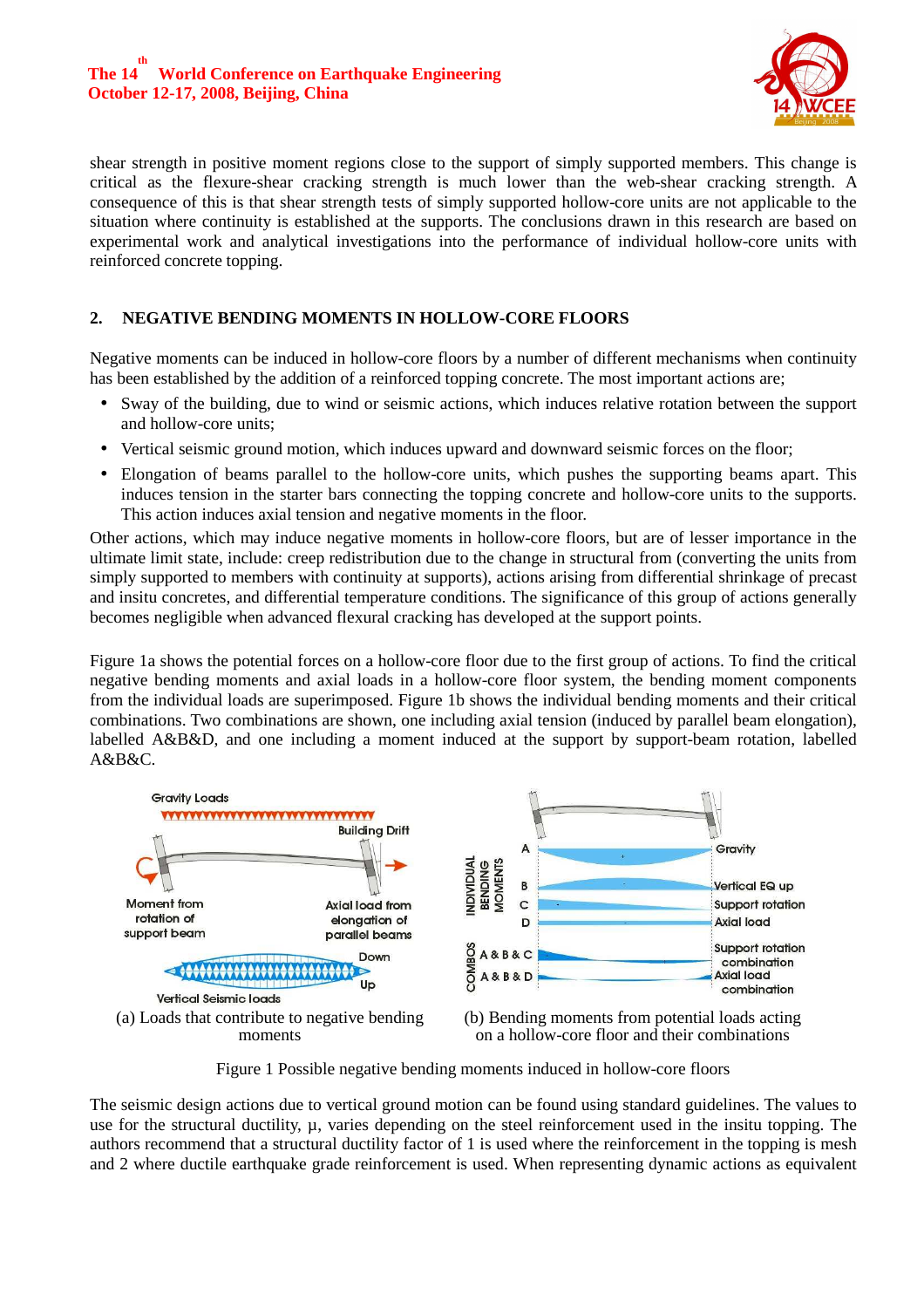shear strength in positive moment regions close to the support of simply supported members. This change is critical as the flexure-shear cracking strength is much lower than the web-shear cracking strength. A consequence of this is that shear strength tests of simply supported hollow-core units are not applicable to the situation where continuity is established at the supports. The conclusions drawn in this research are based on experimental work and analytical investigations into the performance of individual hollow-core units with reinforced concrete topping.

## 2. NEGATIVE BENDING MOMENTS IN HOLLOW-CORE FLOORS

Negative moments can be induced in hollow-core floors by a number of different mechanisms when continuity has been established by the addition of a reinforced topping concrete. The most important actions are;

- Sway of the building, due to wind or seismic actions, which induces relative rotation between the support and hollow-core units;
- Vertical seismic ground motion, which induces upward and downward seismic forces on the floor;
- Elongation of beams parallel to the hollow-core units, which pushes the supporting beams apart. This induces tension in the starter bars connecting the topping concrete and hollow-core units to the supports. This action induces axial tension and negative moments in the floor.

Other actions, which may induce negative moments in hollow-core floors, but are of lesser importance in the ultimate limit state, include: creep redistribution due to the change in structural from (converting the units from simply supported to members with continuity at supports), actions arising from differential shrinkage of precast and insitu concretes, and differential temperature conditions. The significance of this group of actions generally becomes negligible when advanced flexural cracking has developed at the support points.

Figure 1a shows the potential forces on a hollow-core floor due to the first group of actions. To find the critical negative bending moments and axial loads in a hollow-core floor system, the bending moment components from the individual loads are superimposed. Figure 1b shows the individual bending moments and their critical combinations. Two combinations are shown, one including axial tension (induced by parallel beam elongation), labelled A&B&D, and one including a moment induced at the support by support-beam rotation, labelled A&B&C.

(a) Loads that contribute to negative bending moments

(b) Bending moments from potential loads acting on a hollow-core floor and their combinations

Figure 1 Possible negative bending moments induced in hollow-core floors

The seismic design actions due to vertical ground motion can be found using standard guidelines. The values to use for the structural ductility, μ, varies depending on the steel reinforcement used in the insitu topping. The authors recommend that a structural ductility factor of 1 is used where the reinforcement in the topping is mesh and 2 where ductile earthquake grade reinforcement is used. When representing dynamic actions as equivalent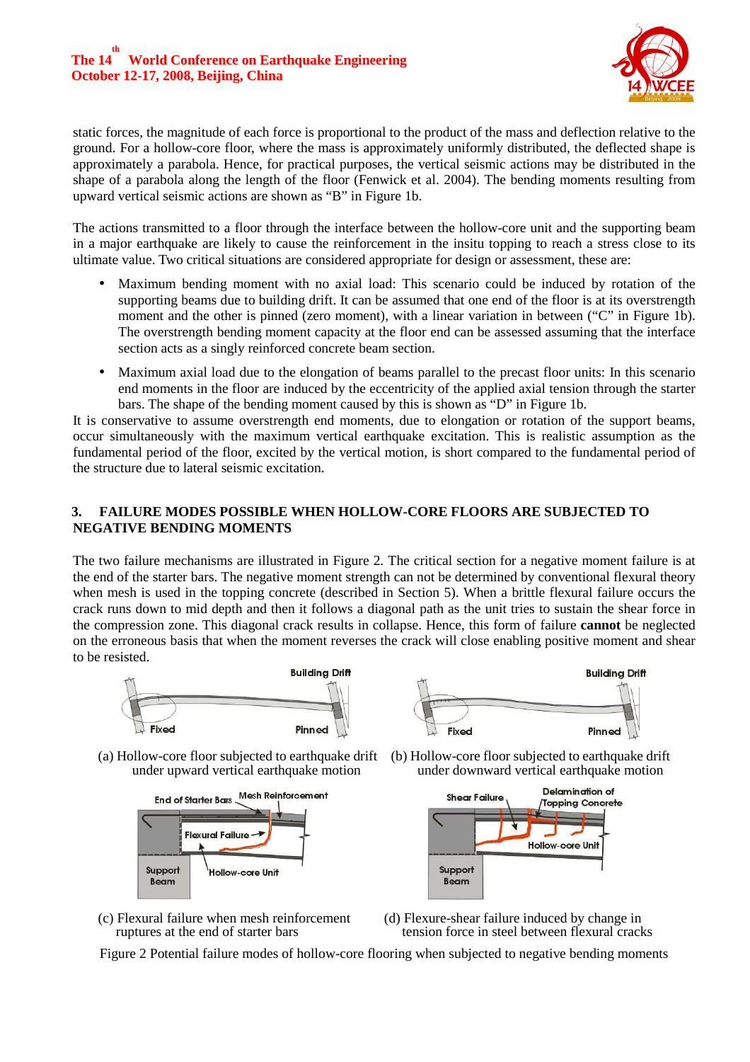static forces, the magnitude of each force is proportional to the product of the mass and deflection relative to the ground. For a hollow-core floor, where the mass is approximately uniformly distributed, the deflected shape is approximately a parabola. Hence, for practical purposes, the vertical seismic actions may be distributed in the shape of a parabola along the length of the floor (Fenwick et al. 2004). The bending moments resulting from upward vertical seismic actions are shown as "B" in Figure 1b.

The actions transmitted to a floor through the interface between the hollow-core unit and the supporting beam in a major earthquake are likely to cause the reinforcement in the insitu topping to reach a stress close to its ultimate value. Two critical situations are considered appropriate for design or assessment, these are:

- Maximum bending moment with no axial load: This scenario could be induced by rotation of the supporting beams due to building drift. It can be assumed that one end of the floor is at its overstrength moment and the other is pinned (zero moment), with a linear variation in between ("C" in Figure 1b). The overstrength bending moment capacity at the floor end can be assessed assuming that the interface section acts as a singly reinforced concrete beam section.
- Maximum axial load due to the elongation of beams parallel to the precast floor units: In this scenario end moments in the floor are induced by the eccentricity of the applied axial tension through the starter bars. The shape of the bending moment caused by this is shown as "D" in Figure 1b.

It is conservative to assume overstrength end moments, due to elongation or rotation of the support beams, occur simultaneously with the maximum vertical earthquake excitation. This is realistic assumption as the fundamental period of the floor, excited by the vertical motion, is short compared to the fundamental period of the structure due to lateral seismic excitation.

## 3. FAILURE MODES POSSIBLE WHEN HOLLOW-CORE FLOORS ARE SUBJECTED TO NEGATIVE BENDING MOMENTS

The two failure mechanisms are illustrated in Figure 2. The critical section for a negative moment failure is at the end of the starter bars. The negative moment strength can not be determined by conventional flexural theory when mesh is used in the topping concrete (described in Section 5). When a brittle flexural failure occurs the crack runs down to mid depth and then it follows a diagonal path as the unit tries to sustain the shear force in the compression zone. This diagonal crack results in collapse. Hence, this form of failure **cannot** be neglected on the erroneous basis that when the moment reverses the crack will close enabling positive moment and shear to be resisted.

(a) Hollow-core floor subjected to earthquake drift under upward vertical earthquake motion

(b) Hollow-core floor subjected to earthquake drift under downward vertical earthquake motion

(c) Flexural failure when mesh reinforcement ruptures at the end of starter bars

(d) Flexure-shear failure induced by change in tension force in steel between flexural cracks

Figure 2 Potential failure modes of hollow-core flooring when subjected to negative bending moments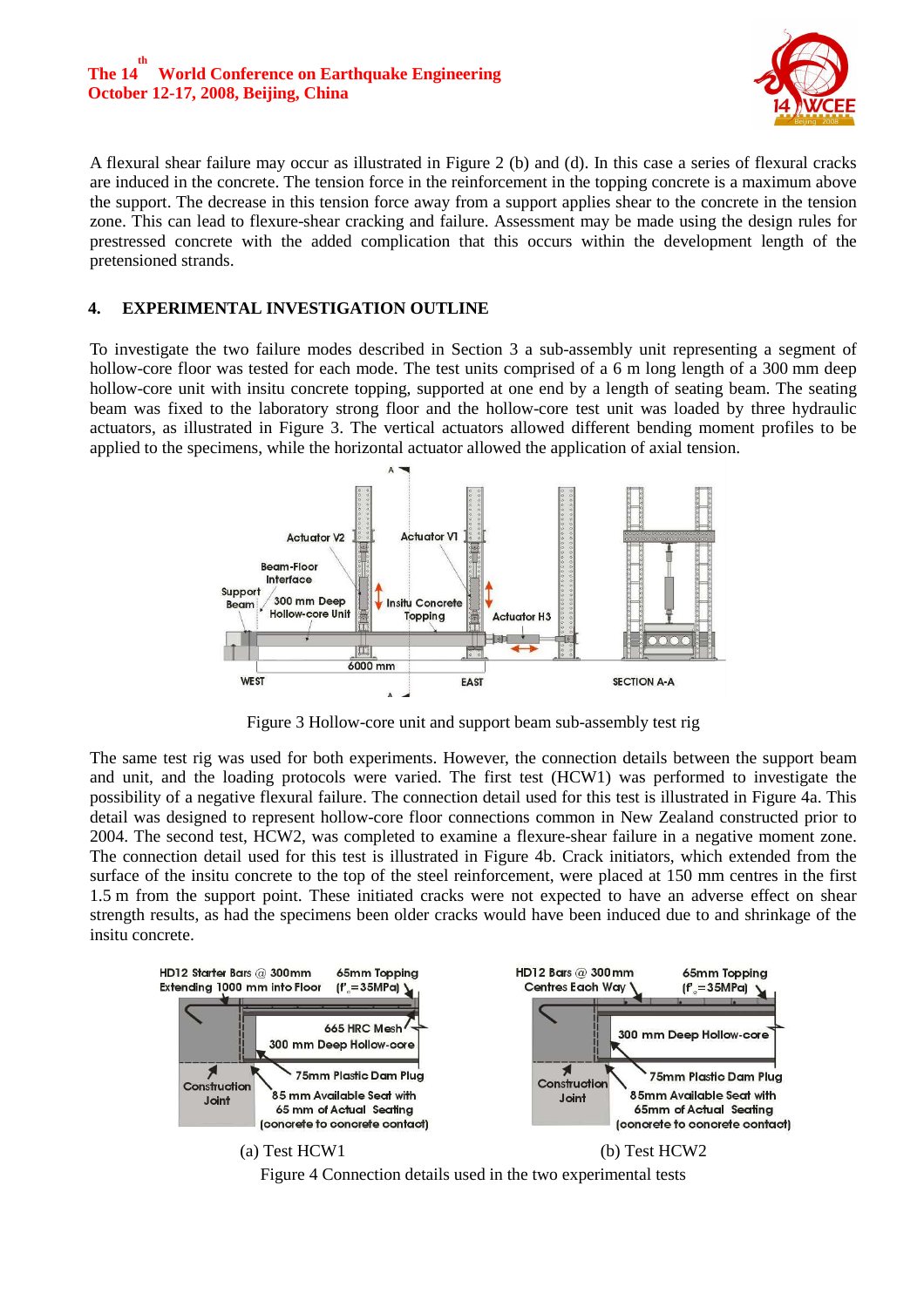A flexural shear failure may occur as illustrated in Figure 2 (b) and (d). In this case a series of flexural cracks are induced in the concrete. The tension force in the reinforcement in the topping concrete is a maximum above the support. The decrease in this tension force away from a support applies shear to the concrete in the tension zone. This can lead to flexure-shear cracking and failure. Assessment may be made using the design rules for prestressed concrete with the added complication that this occurs within the development length of the pretensioned strands.

## 4. EXPERIMENTAL INVESTIGATION OUTLINE

To investigate the two failure modes described in Section 3 a sub-assembly unit representing a segment of hollow-core floor was tested for each mode. The test units comprised of a 6 m long length of a 300 mm deep hollow-core unit with insitu concrete topping, supported at one end by a length of seating beam. The seating beam was fixed to the laboratory strong floor and the hollow-core test unit was loaded by three hydraulic actuators, as illustrated in Figure 3. The vertical actuators allowed different bending moment profiles to be applied to the specimens, while the horizontal actuator allowed the application of axial tension.

Figure 3 Hollow-core unit and support beam sub-assembly test rig

The same test rig was used for both experiments. However, the connection details between the support beam and unit, and the loading protocols were varied. The first test (HCW1) was performed to investigate the possibility of a negative flexural failure. The connection detail used for this test is illustrated in Figure 4a. This detail was designed to represent hollow-core floor connections common in New Zealand constructed prior to 2004. The second test, HCW2, was completed to examine a flexure-shear failure in a negative moment zone. The connection detail used for this test is illustrated in Figure 4b. Crack initiators, which extended from the surface of the insitu concrete to the top of the steel reinforcement, were placed at 150 mm centres in the first 1.5 m from the support point. These initiated cracks were not expected to have an adverse effect on shear strength results, as had the specimens been older cracks would have been induced due to and shrinkage of the insitu concrete.

(a) Test HCW1

(b) Test HCW2

Figure 4 Connection details used in the two experimental tests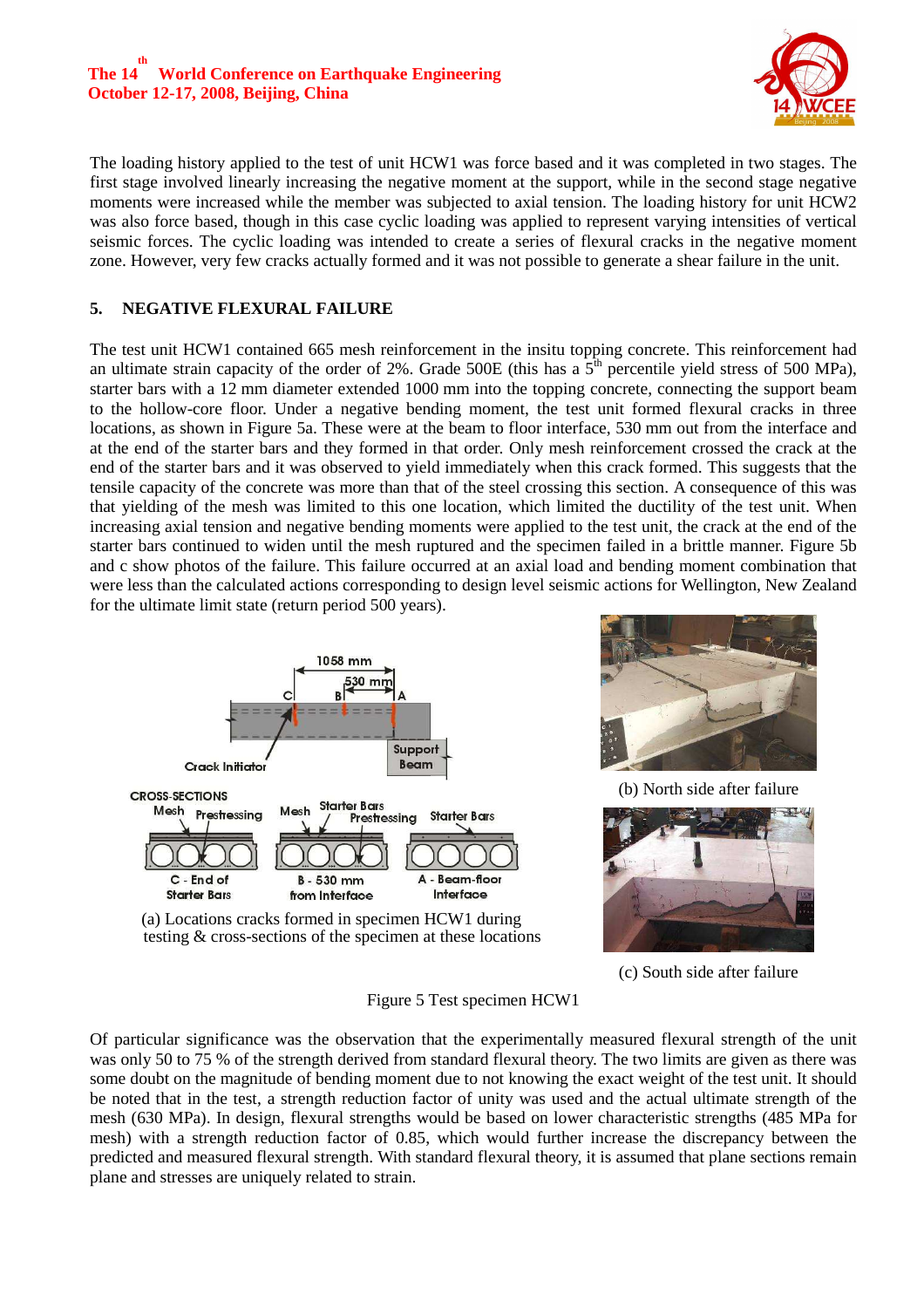The loading history applied to the test of unit HCW1 was force based and it was completed in two stages. The first stage involved linearly increasing the negative moment at the support, while in the second stage negative moments were increased while the member was subjected to axial tension. The loading history for unit HCW2 was also force based, though in this case cyclic loading was applied to represent varying intensities of vertical seismic forces. The cyclic loading was intended to create a series of flexural cracks in the negative moment zone. However, very few cracks actually formed and it was not possible to generate a shear failure in the unit.

## 5. NEGATIVE FLEXURAL FAILURE

The test unit HCW1 contained 665 mesh reinforcement in the insitu topping concrete. This reinforcement had an ultimate strain capacity of the order of 2%. Grade 500E (this has a 5th percentile yield stress of 500 MPa), starter bars with a 12 mm diameter extended 1000 mm into the topping concrete, connecting the support beam to the hollow-core floor. Under a negative bending moment, the test unit formed flexural cracks in three locations, as shown in Figure 5a. These were at the beam to floor interface, 530 mm out from the interface and at the end of the starter bars and they formed in that order. Only mesh reinforcement crossed the crack at the end of the starter bars and it was observed to yield immediately when this crack formed. This suggests that the tensile capacity of the concrete was more than that of the steel crossing this section. A consequence of this was that yielding of the mesh was limited to this one location, which limited the ductility of the test unit. When increasing axial tension and negative bending moments were applied to the test unit, the crack at the end of the starter bars continued to widen until the mesh ruptured and the specimen failed in a brittle manner. Figure 5b and c show photos of the failure. This failure occurred at an axial load and bending moment combination that were less than the calculated actions corresponding to design level seismic actions for Wellington, New Zealand for the ultimate limit state (return period 500 years).

(a) Locations cracks formed in specimen HCW1 during testing & cross-sections of the specimen at these locations

(b) North side after failure

(c) South side after failure

Figure 5 Test specimen HCW1

Of particular significance was the observation that the experimentally measured flexural strength of the unit was only 50 to 75 % of the strength derived from standard flexural theory. The two limits are given as there was some doubt on the magnitude of bending moment due to not knowing the exact weight of the test unit. It should be noted that in the test, a strength reduction factor of unity was used and the actual ultimate strength of the mesh (630 MPa). In design, flexural strengths would be based on lower characteristic strengths (485 MPa for mesh) with a strength reduction factor of 0.85, which would further increase the discrepancy between the predicted and measured flexural strength. With standard flexural theory, it is assumed that plane sections remain plane and stresses are uniquely related to strain.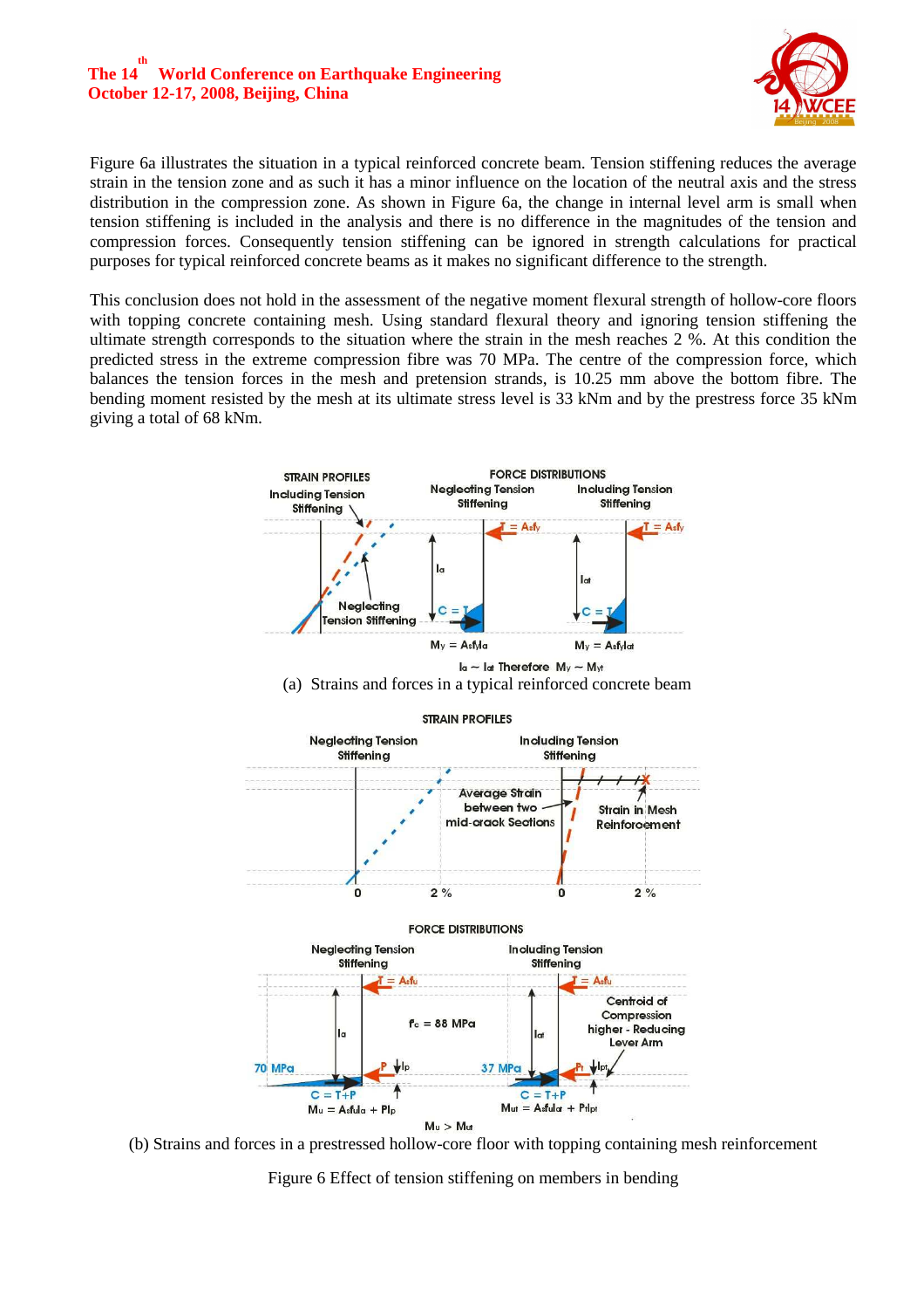Figure 6a illustrates the situation in a typical reinforced concrete beam. Tension stiffening reduces the average strain in the tension zone and as such it has a minor influence on the location of the neutral axis and the stress distribution in the compression zone. As shown in Figure 6a, the change in internal level arm is small when tension stiffening is included in the analysis and there is no difference in the magnitudes of the tension and compression forces. Consequently tension stiffening can be ignored in strength calculations for practical purposes for typical reinforced concrete beams as it makes no significant difference to the strength.

This conclusion does not hold in the assessment of the negative moment flexural strength of hollow-core floors with topping concrete containing mesh. Using standard flexural theory and ignoring tension stiffening the ultimate strength corresponds to the situation where the strain in the mesh reaches 2 %. At this condition the predicted stress in the extreme compression fibre was 70 MPa. The centre of the compression force, which balances the tension forces in the mesh and pretension strands, is 10.25 mm above the bottom fibre. The bending moment resisted by the mesh at its ultimate stress level is 33 kNm and by the prestress force 35 kNm giving a total of 68 kNm.

(a) Strains and forces in a typical reinforced concrete beam

(b) Strains and forces in a prestressed hollow-core floor with topping containing mesh reinforcement

Figure 6 Effect of tension stiffening on members in bending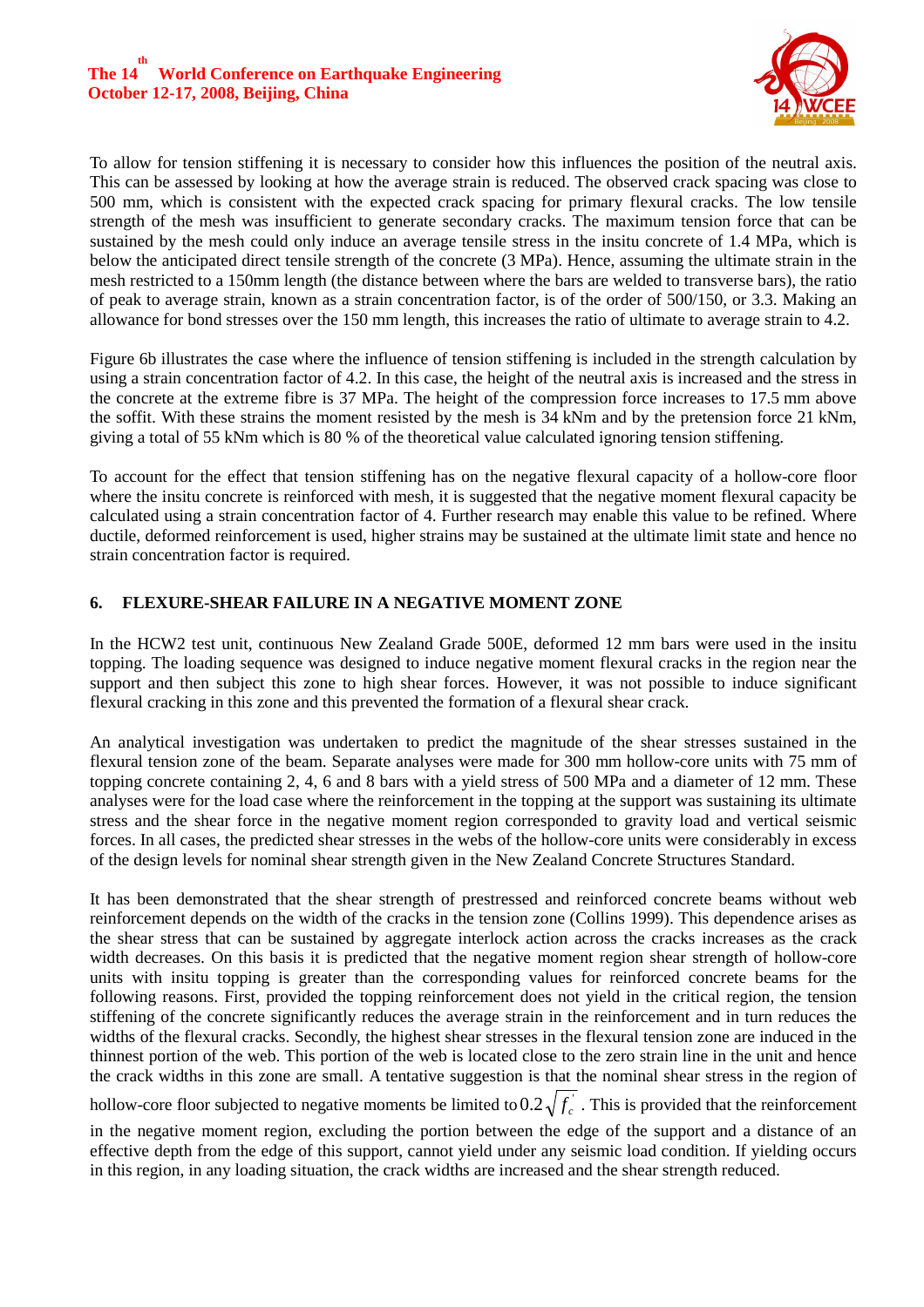To allow for tension stiffening it is necessary to consider how this influences the position of the neutral axis. This can be assessed by looking at how the average strain is reduced. The observed crack spacing was close to 500 mm, which is consistent with the expected crack spacing for primary flexural cracks. The low tensile strength of the mesh was insufficient to generate secondary cracks. The maximum tension force that can be sustained by the mesh could only induce an average tensile stress in the insitu concrete of 1.4 MPa, which is below the anticipated direct tensile strength of the concrete (3 MPa). Hence, assuming the ultimate strain in the mesh restricted to a 150mm length (the distance between where the bars are welded to transverse bars), the ratio of peak to average strain, known as a strain concentration factor, is of the order of 500/150, or 3.3. Making an allowance for bond stresses over the 150 mm length, this increases the ratio of ultimate to average strain to 4.2.

Figure 6b illustrates the case where the influence of tension stiffening is included in the strength calculation by using a strain concentration factor of 4.2. In this case, the height of the neutral axis is increased and the stress in the concrete at the extreme fibre is 37 MPa. The height of the compression force increases to 17.5 mm above the soffit. With these strains the moment resisted by the mesh is 34 kNm and by the pretension force 21 kNm, giving a total of 55 kNm which is 80 % of the theoretical value calculated ignoring tension stiffening.

To account for the effect that tension stiffening has on the negative flexural capacity of a hollow-core floor where the insitu concrete is reinforced with mesh, it is suggested that the negative moment flexural capacity be calculated using a strain concentration factor of 4. Further research may enable this value to be refined. Where ductile, deformed reinforcement is used, higher strains may be sustained at the ultimate limit state and hence no strain concentration factor is required.

## 6. FLEXURE-SHEAR FAILURE IN A NEGATIVE MOMENT ZONE

In the HCW2 test unit, continuous New Zealand Grade 500E, deformed 12 mm bars were used in the insitu topping. The loading sequence was designed to induce negative moment flexural cracks in the region near the support and then subject this zone to high shear forces. However, it was not possible to induce significant flexural cracking in this zone and this prevented the formation of a flexural shear crack.

An analytical investigation was undertaken to predict the magnitude of the shear stresses sustained in the flexural tension zone of the beam. Separate analyses were made for 300 mm hollow-core units with 75 mm of topping concrete containing 2, 4, 6 and 8 bars with a yield stress of 300 MPa and a diameter of 12 mm. These analyses were for the load case where the reinforcement in the topping at the support was sustaining its ultimate stress and the shear force in the negative moment region corresponded to gravity load and vertical seismic forces. In all cases, the predicted shear stresses in the webs of the hollow-core units were considerably in excess of the design levels for nominal shear strength given in the New Zealand Concrete Structures Standard.

It has been demonstrated that the shear strength of prestressed and reinforced concrete beams without web reinforcement depends on the width of the cracks in the tension zone (Collins 1999). This dependence arises as the shear stress that can be sustained by aggregate interlock action across the cracks increases as the crack width decreases. On this basis it is predicted that the negative moment region shear strength of hollow-core units with insitu topping is greater than the corresponding values for reinforced concrete beams for the following reasons. First, provided the topping reinforcement does not yield in the critical region, the tension stiffening of the concrete significantly reduces the average strain in the reinforcement and in turn reduces the widths of the flexural cracks. Secondly, the highest shear stresses in the flexural tension zone are induced in the thinnest portion of the web. This portion of the web is located close to the zero strain line in the unit and hence the crack widths in this zone are small. A tentative suggestion is that the nominal shear stress in the region of hollow-core floor subjected to negative moments be limited to $0.2\sqrt{f_c'}$. This is provided that the reinforcement in the negative moment region, excluding the portion between the edge of the support and a distance of an effective depth from the edge of this support, cannot yield under any seismic load condition. If yielding occurs in this region, in any loading situation, the crack widths are increased and the shear strength reduced.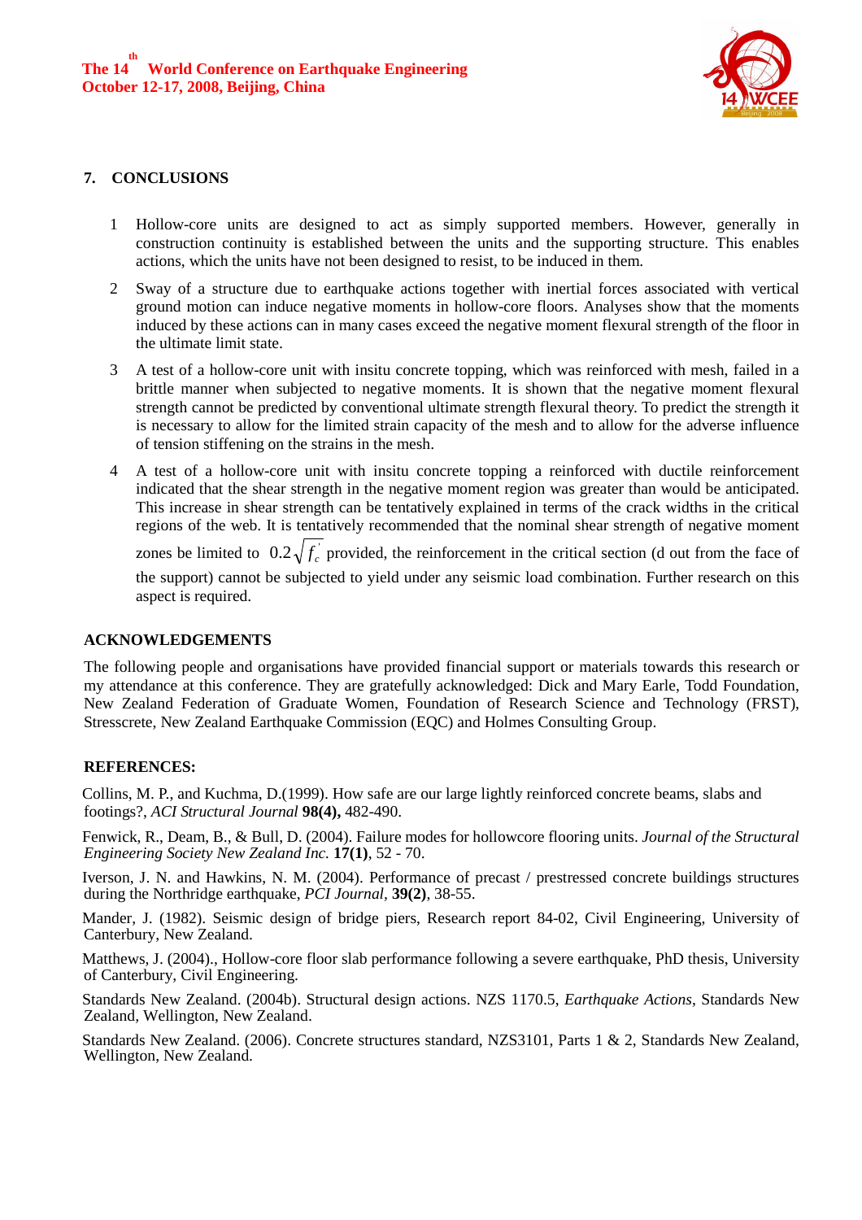## 7. CONCLUSIONS

1. Hollow-core units are designed to act as simply supported members. However, generally in construction continuity is established between the units and the supporting structure. This enables actions, which the units have not been designed to resist, to be induced in them.

2. Sway of a structure due to earthquake actions together with inertial forces associated with vertical ground motion can induce negative moments in hollow-core floors. Analyses show that the moments induced by these actions can in many cases exceed the negative moment flexural strength of the floor in the ultimate limit state.

3. A test of a hollow-core unit with insitu concrete topping, which was reinforced with mesh, failed in a brittle manner when subjected to negative moments. It is shown that the negative moment flexural strength cannot be predicted by conventional ultimate strength flexural theory. To predict the strength it is necessary to allow for the limited strain capacity of the mesh and to allow for the adverse influence of tension stiffening on the strains in the mesh.

4. A test of a hollow-core unit with insitu concrete topping a reinforced with ductile reinforcement indicated that the shear strength in the negative moment region was greater than would be anticipated. This increase in shear strength can be tentatively explained in terms of the crack widths in the critical regions of the web. It is tentatively recommended that the nominal shear strength of negative moment zones be limited to $0.2\sqrt{f_c'}$ provided, the reinforcement in the critical section (d out from the face of the support) cannot be subjected to yield under any seismic load combination. Further research on this aspect is required.

## ACKNOWLEDGEMENTS

The following people and organisations have provided financial support or materials towards this research or my attendance at this conference. They are gratefully acknowledged: Dick and Mary Earle, Todd Foundation, New Zealand Federation of Graduate Women, Foundation of Research Science and Technology (FRST), Stresscrete, New Zealand Earthquake Commission (EQC) and Holmes Consulting Group.

## REFERENCES:

Collins, M. P., and Kuchma, D.(1999). How safe are our large lightly reinforced concrete beams, slabs and footings?, *ACI Structural Journal* **98(4),** 482-490.

Fenwick, R., Deam, B., & Bull, D. (2004). Failure modes for hollowcore flooring units. *Journal of the Structural Engineering Society New Zealand Inc.* **17(1)**, 52 - 70.

Iverson, J. N. and Hawkins, N. M. (2004). Performance of precast / prestressed concrete buildings structures during the Northridge earthquake, *PCI Journal*, **39(2)**, 38-55.

Mander, J. (1982). Seismic design of bridge piers, Research report 84-02, Civil Engineering, University of Canterbury, New Zealand.

Matthews, J. (2004)., Hollow-core floor slab performance following a severe earthquake, PhD thesis, University of Canterbury, Civil Engineering.

Standards New Zealand. (2004b). Structural design actions. NZS 1170.5, *Earthquake Actions*, Standards New Zealand, Wellington, New Zealand.

Standards New Zealand. (2006). Concrete structures standard, NZS3101, Parts 1 & 2, Standards New Zealand, Wellington, New Zealand.